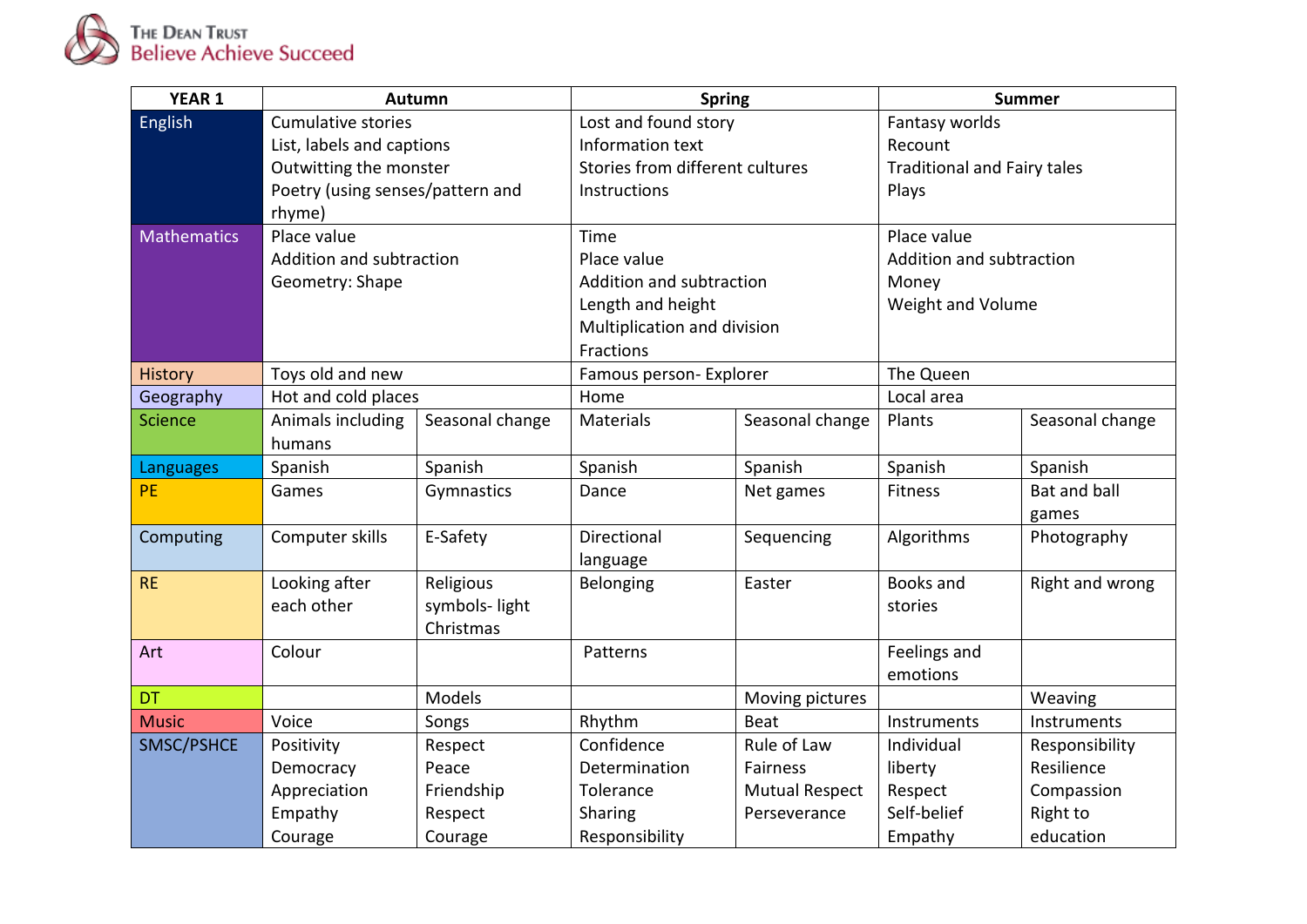The Dean Trust
Believe Achieve Succeed

| YEAR 1 | Autumn | | Spring | | Summer | |
|---|---|---|---|---|---|---|
| English | Cumulative stories<br>List, labels and captions<br>Outwitting the monster<br>Poetry (using senses/pattern and rhyme) | | Lost and found story<br>Information text<br>Stories from different cultures<br>Instructions | | Fantasy worlds<br>Recount<br>Traditional and Fairy tales<br>Plays | |
| Mathematics | Place value<br>Addition and subtraction<br>Geometry: Shape | | Time<br>Place value<br>Addition and subtraction<br>Length and height<br>Multiplication and division<br>Fractions | | Place value<br>Addition and subtraction<br>Money<br>Weight and Volume | |
| History | Toys old and new | | Famous person- Explorer | | The Queen | |
| Geography | Hot and cold places | | Home | | Local area | |
| Science | Animals including humans | Seasonal change | Materials | Seasonal change | Plants | Seasonal change |
| Languages | Spanish | Spanish | Spanish | Spanish | Spanish | Spanish |
| PE | Games | Gymnastics | Dance | Net games | Fitness | Bat and ball games |
| Computing | Computer skills | E-Safety | Directional language | Sequencing | Algorithms | Photography |
| RE | Looking after each other | Religious symbols- light Christmas | Belonging | Easter | Books and stories | Right and wrong |
| Art | Colour | | Patterns | | Feelings and emotions | |
| DT | | Models | | Moving pictures | | Weaving |
| Music | Voice | Songs | Rhythm | Beat | Instruments | Instruments |
| SMSC/PSHCE | Positivity<br>Democracy<br>Appreciation<br>Empathy<br>Courage | Respect<br>Peace<br>Friendship<br>Respect<br>Courage | Confidence<br>Determination<br>Tolerance<br>Sharing<br>Responsibility | Rule of Law<br>Fairness<br>Mutual Respect<br>Perseverance | Individual liberty<br>Respect<br>Self-belief<br>Empathy | Responsibility<br>Resilience<br>Compassion<br>Right to education |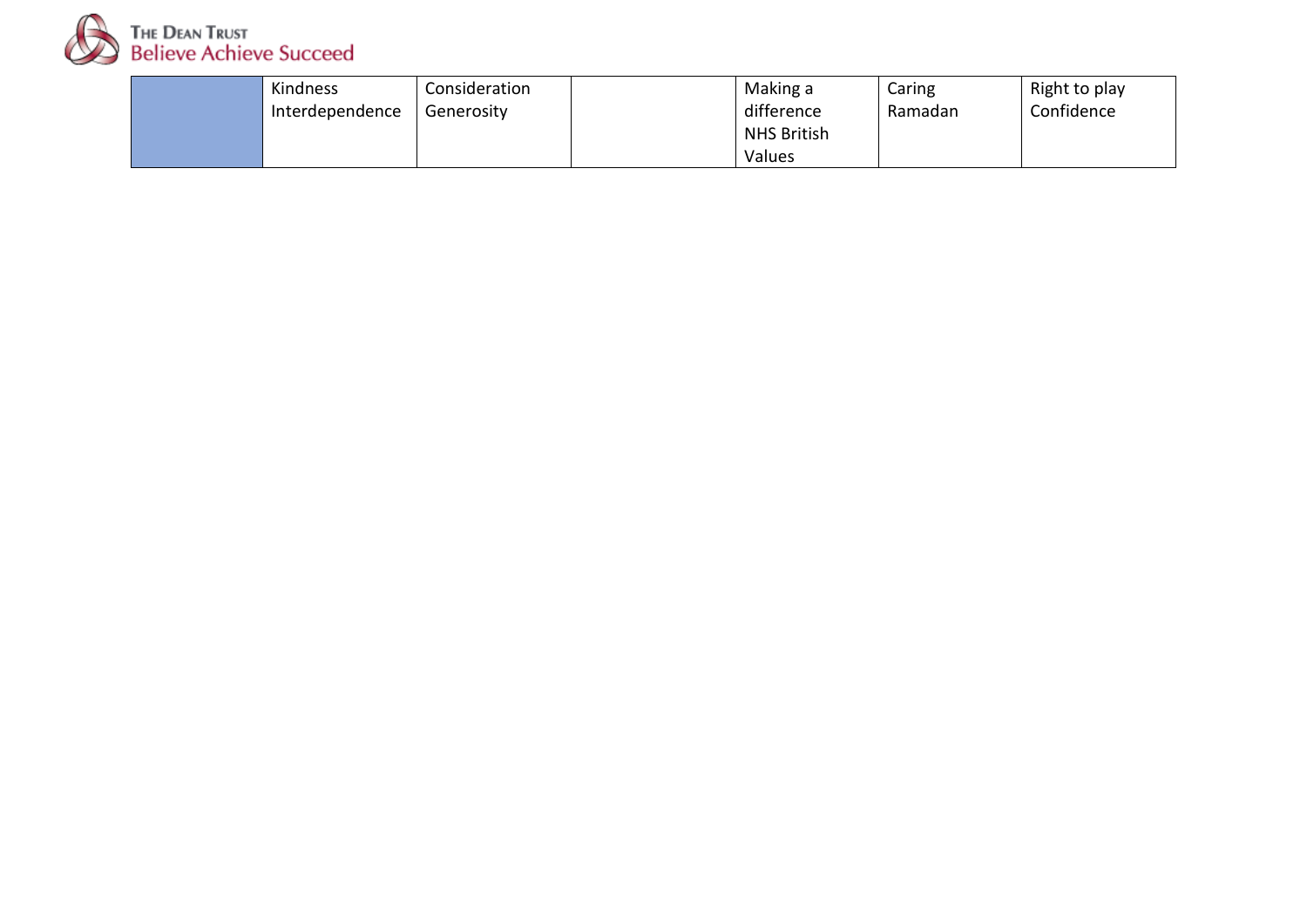| | | | | | | |
|---|---|---|---|---|---|---|
| | Kindness<br>Interdependence | Consideration<br>Generosity | | Making a difference<br>NHS British Values | Caring<br>Ramadan | Right to play<br>Confidence |